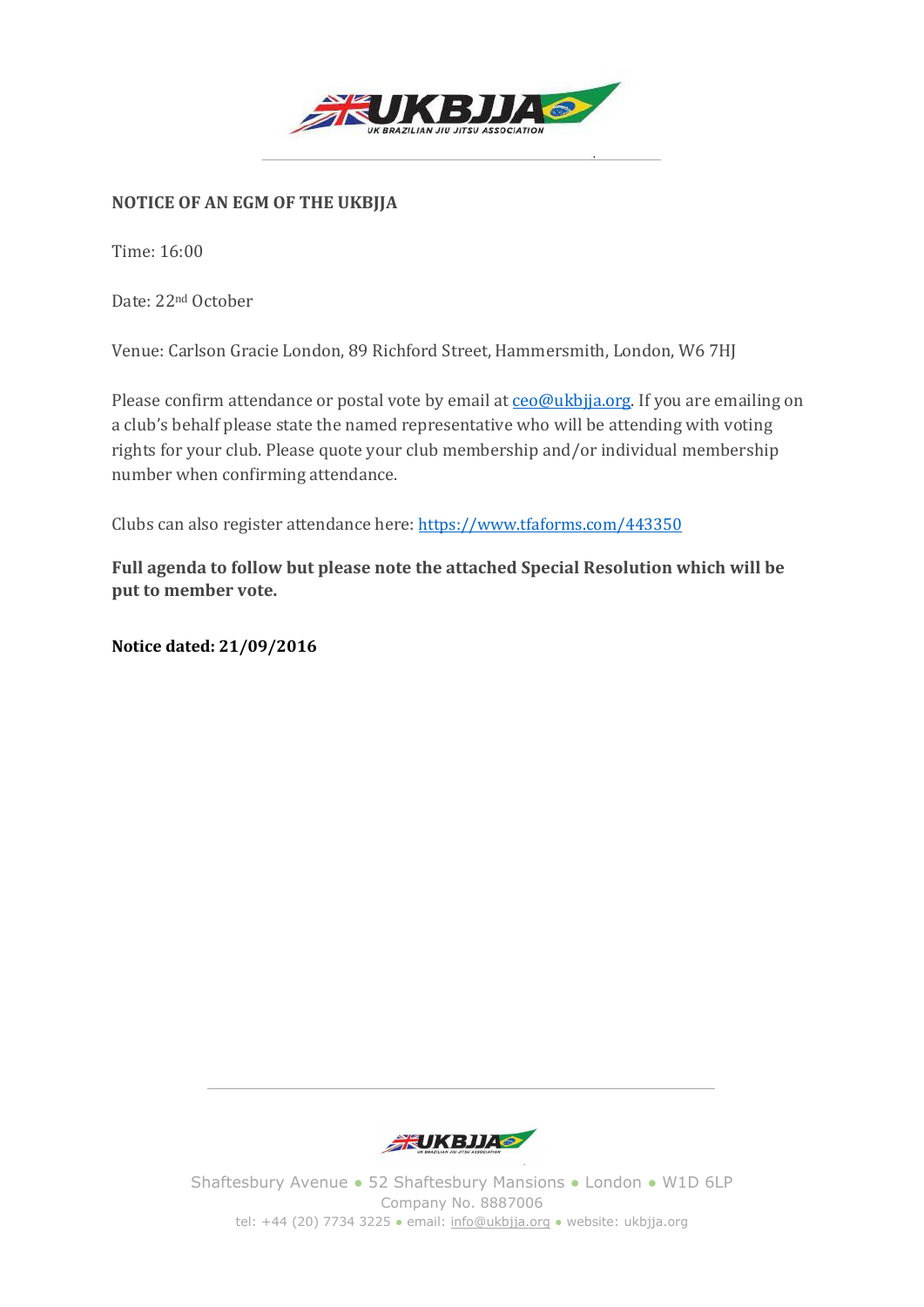**NOTICE OF AN EGM OF THE UKBJJA**

Time: 16:00

Date: 22nd October

Venue: Carlson Gracie London, 89 Richford Street, Hammersmith, London, W6 7HJ

Please confirm attendance or postal vote by email at ceo@ukbjja.org. If you are emailing on a club's behalf please state the named representative who will be attending with voting rights for your club. Please quote your club membership and/or individual membership number when confirming attendance.

Clubs can also register attendance here: https://www.tfaforms.com/443350

**Full agenda to follow but please note the attached Special Resolution which will be put to member vote.**

**Notice dated: 21/09/2016**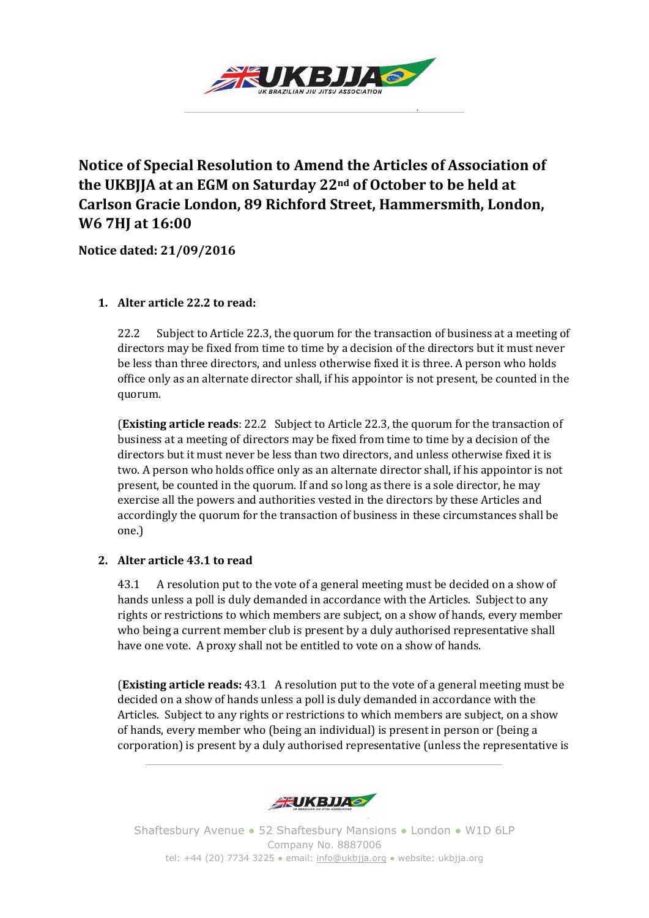# Notice of Special Resolution to Amend the Articles of Association of the UKBJJA at an EGM on Saturday 22nd of October to be held at Carlson Gracie London, 89 Richford Street, Hammersmith, London, W6 7HJ at 16:00

**Notice dated: 21/09/2016**

1. **Alter article 22.2 to read:**

   22.2 Subject to Article 22.3, the quorum for the transaction of business at a meeting of directors may be fixed from time to time by a decision of the directors but it must never be less than three directors, and unless otherwise fixed it is three. A person who holds office only as an alternate director shall, if his appointor is not present, be counted in the quorum.

   (**Existing article reads**: 22.2 Subject to Article 22.3, the quorum for the transaction of business at a meeting of directors may be fixed from time to time by a decision of the directors but it must never be less than two directors, and unless otherwise fixed it is two. A person who holds office only as an alternate director shall, if his appointor is not present, be counted in the quorum. If and so long as there is a sole director, he may exercise all the powers and authorities vested in the directors by these Articles and accordingly the quorum for the transaction of business in these circumstances shall be one.)

2. **Alter article 43.1 to read**

   43.1 A resolution put to the vote of a general meeting must be decided on a show of hands unless a poll is duly demanded in accordance with the Articles. Subject to any rights or restrictions to which members are subject, on a show of hands, every member who being a current member club is present by a duly authorised representative shall have one vote. A proxy shall not be entitled to vote on a show of hands.

   (**Existing article reads:** 43.1 A resolution put to the vote of a general meeting must be decided on a show of hands unless a poll is duly demanded in accordance with the Articles. Subject to any rights or restrictions to which members are subject, on a show of hands, every member who (being an individual) is present in person or (being a corporation) is present by a duly authorised representative (unless the representative is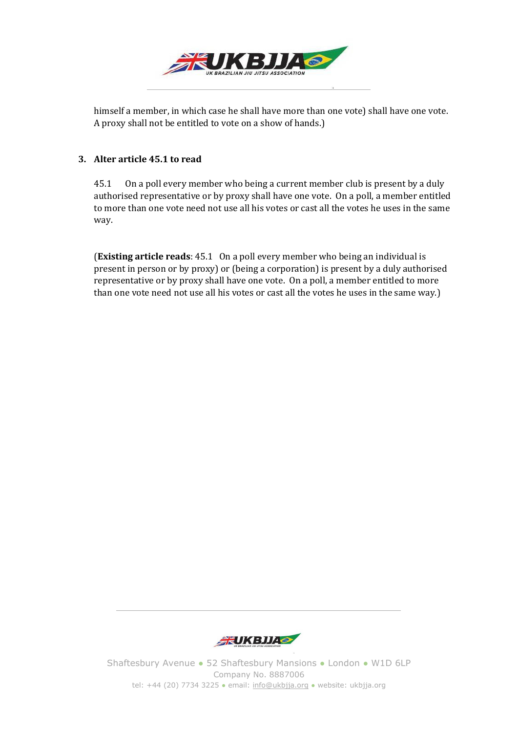himself a member, in which case he shall have more than one vote) shall have one vote. A proxy shall not be entitled to vote on a show of hands.)

**3. Alter article 45.1 to read**

45.1 On a poll every member who being a current member club is present by a duly authorised representative or by proxy shall have one vote. On a poll, a member entitled to more than one vote need not use all his votes or cast all the votes he uses in the same way.

(**Existing article reads**: 45.1 On a poll every member who being an individual is present in person or by proxy) or (being a corporation) is present by a duly authorised representative or by proxy shall have one vote. On a poll, a member entitled to more than one vote need not use all his votes or cast all the votes he uses in the same way.)